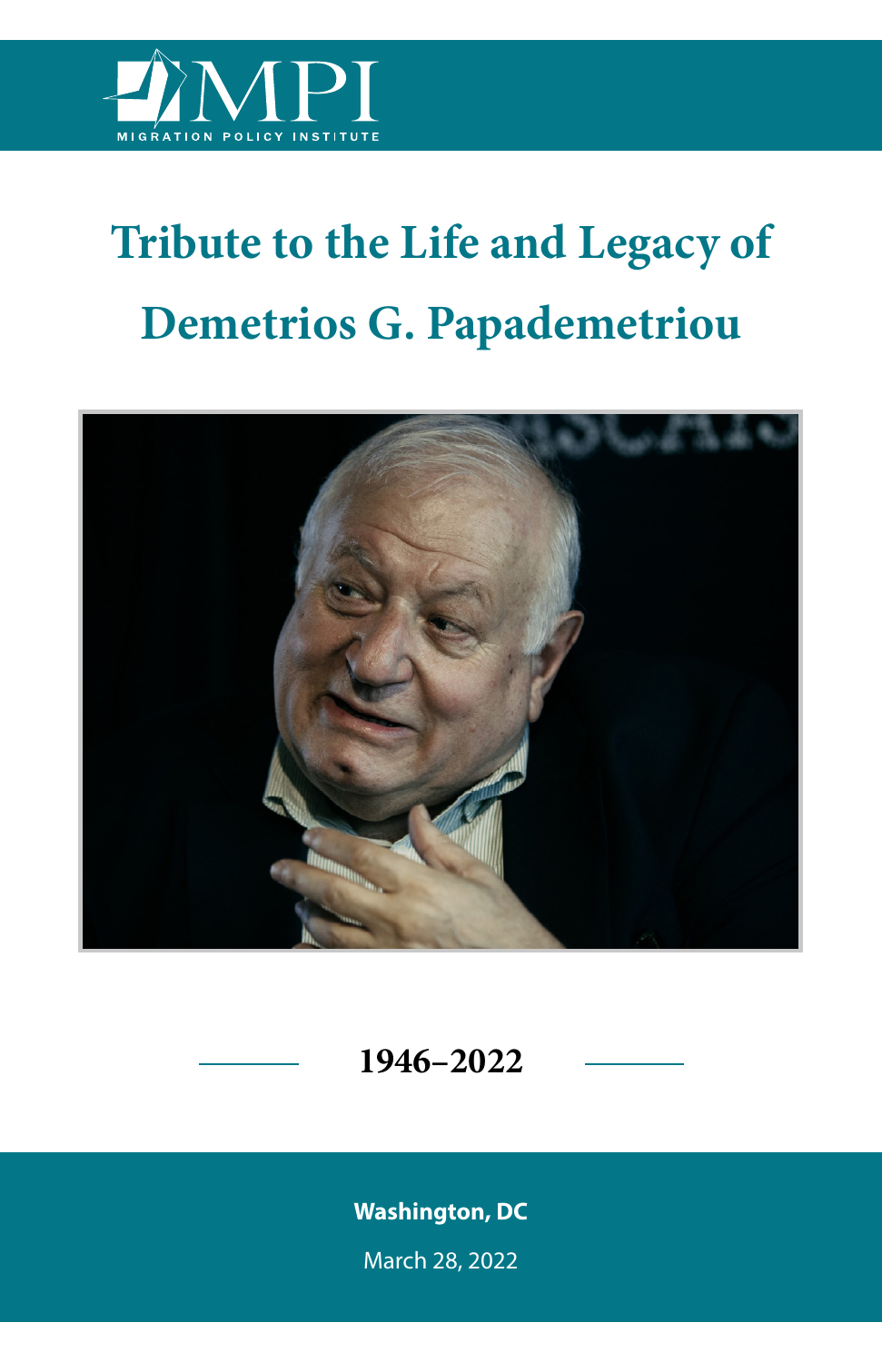MPI

MIGRATION POLICY INSTITUTE

# Tribute to the Life and Legacy of Demetrios G. Papademetriou

**1946–2022**

**Washington, DC**

March 28, 2022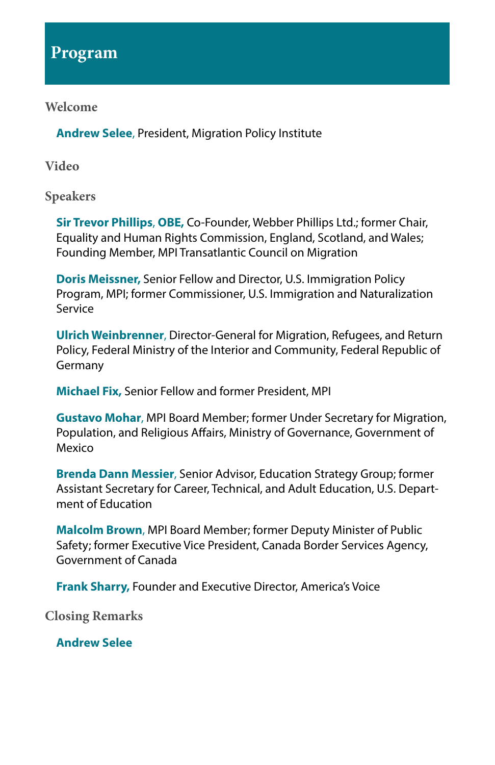# Program

## Welcome

**Andrew Selee,** President, Migration Policy Institute

## Video

## Speakers

**Sir Trevor Phillips, OBE,** Co-Founder, Webber Phillips Ltd.; former Chair, Equality and Human Rights Commission, England, Scotland, and Wales; Founding Member, MPI Transatlantic Council on Migration

**Doris Meissner,** Senior Fellow and Director, U.S. Immigration Policy Program, MPI; former Commissioner, U.S. Immigration and Naturalization Service

**Ulrich Weinbrenner,** Director-General for Migration, Refugees, and Return Policy, Federal Ministry of the Interior and Community, Federal Republic of Germany

**Michael Fix,** Senior Fellow and former President, MPI

**Gustavo Mohar,** MPI Board Member; former Under Secretary for Migration, Population, and Religious Affairs, Ministry of Governance, Government of Mexico

**Brenda Dann Messier,** Senior Advisor, Education Strategy Group; former Assistant Secretary for Career, Technical, and Adult Education, U.S. Department of Education

**Malcolm Brown,** MPI Board Member; former Deputy Minister of Public Safety; former Executive Vice President, Canada Border Services Agency, Government of Canada

**Frank Sharry,** Founder and Executive Director, America's Voice

## Closing Remarks

**Andrew Selee**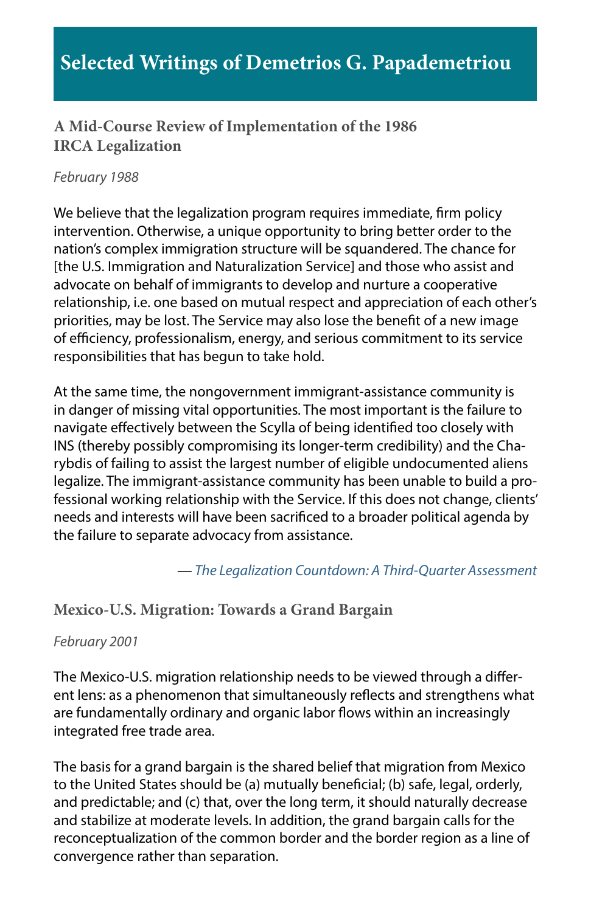# Selected Writings of Demetrios G. Papademetriou

## A Mid-Course Review of Implementation of the 1986 IRCA Legalization

*February 1988*

We believe that the legalization program requires immediate, firm policy intervention. Otherwise, a unique opportunity to bring better order to the nation's complex immigration structure will be squandered. The chance for [the U.S. Immigration and Naturalization Service] and those who assist and advocate on behalf of immigrants to develop and nurture a cooperative relationship, i.e. one based on mutual respect and appreciation of each other's priorities, may be lost. The Service may also lose the benefit of a new image of efficiency, professionalism, energy, and serious commitment to its service responsibilities that has begun to take hold.

At the same time, the nongovernment immigrant-assistance community is in danger of missing vital opportunities. The most important is the failure to navigate effectively between the Scylla of being identified too closely with INS (thereby possibly compromising its longer-term credibility) and the Charybdis of failing to assist the largest number of eligible undocumented aliens legalize. The immigrant-assistance community has been unable to build a professional working relationship with the Service. If this does not change, clients' needs and interests will have been sacrificed to a broader political agenda by the failure to separate advocacy from assistance.

— *The Legalization Countdown: A Third-Quarter Assessment*

## Mexico-U.S. Migration: Towards a Grand Bargain

*February 2001*

The Mexico-U.S. migration relationship needs to be viewed through a different lens: as a phenomenon that simultaneously reflects and strengthens what are fundamentally ordinary and organic labor flows within an increasingly integrated free trade area.

The basis for a grand bargain is the shared belief that migration from Mexico to the United States should be (a) mutually beneficial; (b) safe, legal, orderly, and predictable; and (c) that, over the long term, it should naturally decrease and stabilize at moderate levels. In addition, the grand bargain calls for the reconceptualization of the common border and the border region as a line of convergence rather than separation.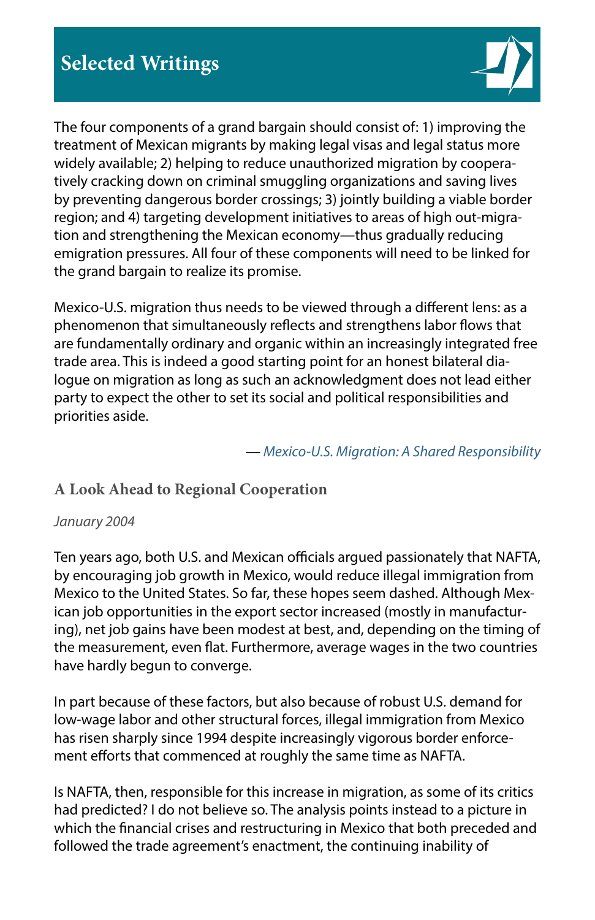The four components of a grand bargain should consist of: 1) improving the treatment of Mexican migrants by making legal visas and legal status more widely available; 2) helping to reduce unauthorized migration by cooperatively cracking down on criminal smuggling organizations and saving lives by preventing dangerous border crossings; 3) jointly building a viable border region; and 4) targeting development initiatives to areas of high out-migration and strengthening the Mexican economy—thus gradually reducing emigration pressures. All four of these components will need to be linked for the grand bargain to realize its promise.

Mexico-U.S. migration thus needs to be viewed through a different lens: as a phenomenon that simultaneously reflects and strengthens labor flows that are fundamentally ordinary and organic within an increasingly integrated free trade area. This is indeed a good starting point for an honest bilateral dialogue on migration as long as such an acknowledgment does not lead either party to expect the other to set its social and political responsibilities and priorities aside.

— *Mexico-U.S. Migration: A Shared Responsibility*

### A Look Ahead to Regional Cooperation

*January 2004*

Ten years ago, both U.S. and Mexican officials argued passionately that NAFTA, by encouraging job growth in Mexico, would reduce illegal immigration from Mexico to the United States. So far, these hopes seem dashed. Although Mexican job opportunities in the export sector increased (mostly in manufacturing), net job gains have been modest at best, and, depending on the timing of the measurement, even flat. Furthermore, average wages in the two countries have hardly begun to converge.

In part because of these factors, but also because of robust U.S. demand for low-wage labor and other structural forces, illegal immigration from Mexico has risen sharply since 1994 despite increasingly vigorous border enforcement efforts that commenced at roughly the same time as NAFTA.

Is NAFTA, then, responsible for this increase in migration, as some of its critics had predicted? I do not believe so. The analysis points instead to a picture in which the financial crises and restructuring in Mexico that both preceded and followed the trade agreement's enactment, the continuing inability of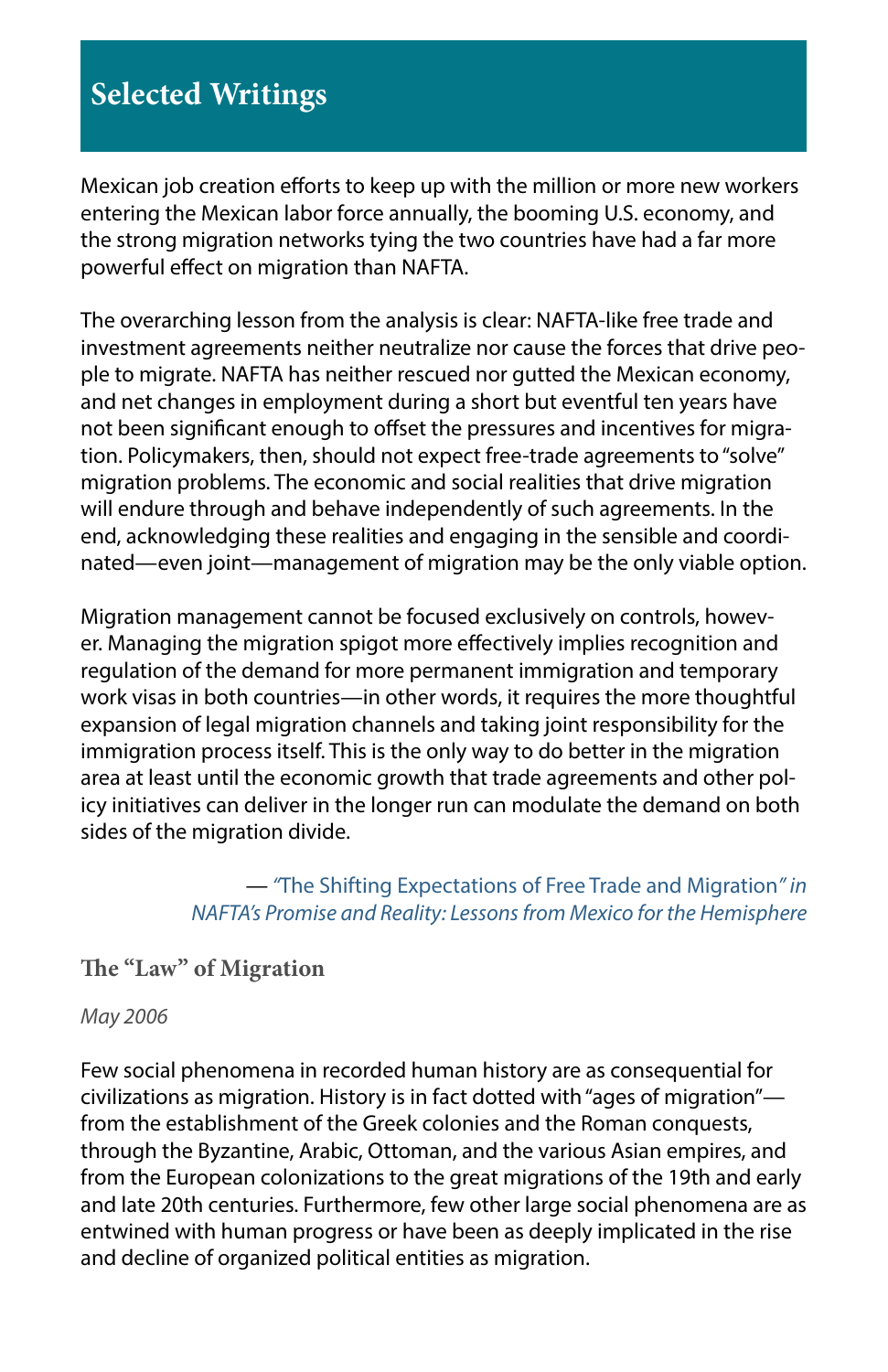## Selected Writings

Mexican job creation efforts to keep up with the million or more new workers entering the Mexican labor force annually, the booming U.S. economy, and the strong migration networks tying the two countries have had a far more powerful effect on migration than NAFTA.

The overarching lesson from the analysis is clear: NAFTA-like free trade and investment agreements neither neutralize nor cause the forces that drive people to migrate. NAFTA has neither rescued nor gutted the Mexican economy, and net changes in employment during a short but eventful ten years have not been significant enough to offset the pressures and incentives for migration. Policymakers, then, should not expect free-trade agreements to "solve" migration problems. The economic and social realities that drive migration will endure through and behave independently of such agreements. In the end, acknowledging these realities and engaging in the sensible and coordinated—even joint—management of migration may be the only viable option.

Migration management cannot be focused exclusively on controls, however. Managing the migration spigot more effectively implies recognition and regulation of the demand for more permanent immigration and temporary work visas in both countries—in other words, it requires the more thoughtful expansion of legal migration channels and taking joint responsibility for the immigration process itself. This is the only way to do better in the migration area at least until the economic growth that trade agreements and other policy initiatives can deliver in the longer run can modulate the demand on both sides of the migration divide.

— "The Shifting Expectations of Free Trade and Migration" *in NAFTA's Promise and Reality: Lessons from Mexico for the Hemisphere*

### The "Law" of Migration

*May 2006*

Few social phenomena in recorded human history are as consequential for civilizations as migration. History is in fact dotted with "ages of migration"—from the establishment of the Greek colonies and the Roman conquests, through the Byzantine, Arabic, Ottoman, and the various Asian empires, and from the European colonizations to the great migrations of the 19th and early and late 20th centuries. Furthermore, few other large social phenomena are as entwined with human progress or have been as deeply implicated in the rise and decline of organized political entities as migration.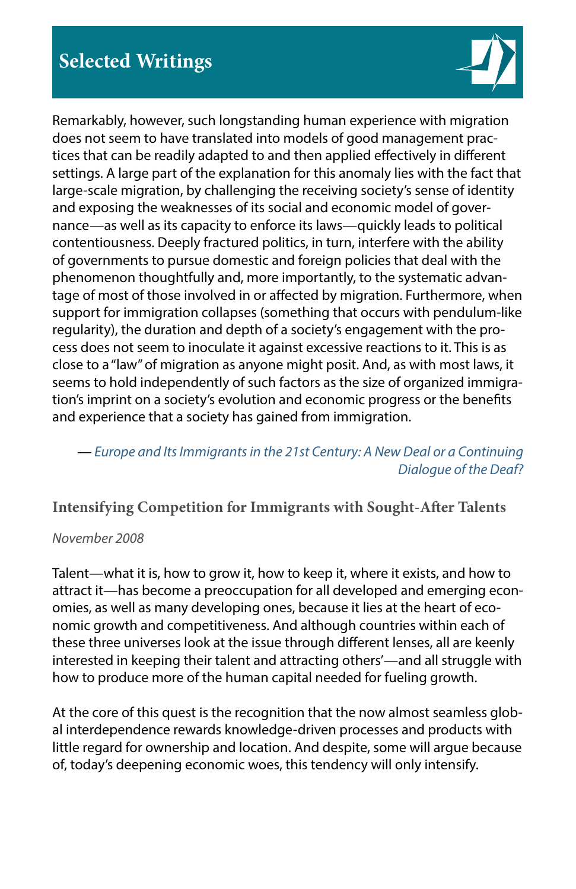Remarkably, however, such longstanding human experience with migration does not seem to have translated into models of good management practices that can be readily adapted to and then applied effectively in different settings. A large part of the explanation for this anomaly lies with the fact that large-scale migration, by challenging the receiving society's sense of identity and exposing the weaknesses of its social and economic model of governance—as well as its capacity to enforce its laws—quickly leads to political contentiousness. Deeply fractured politics, in turn, interfere with the ability of governments to pursue domestic and foreign policies that deal with the phenomenon thoughtfully and, more importantly, to the systematic advantage of most of those involved in or affected by migration. Furthermore, when support for immigration collapses (something that occurs with pendulum-like regularity), the duration and depth of a society's engagement with the process does not seem to inoculate it against excessive reactions to it. This is as close to a "law" of migration as anyone might posit. And, as with most laws, it seems to hold independently of such factors as the size of organized immigration's imprint on a society's evolution and economic progress or the benefits and experience that a society has gained from immigration.

— *Europe and Its Immigrants in the 21st Century: A New Deal or a Continuing Dialogue of the Deaf?*

### Intensifying Competition for Immigrants with Sought-After Talents

*November 2008*

Talent—what it is, how to grow it, how to keep it, where it exists, and how to attract it—has become a preoccupation for all developed and emerging economies, as well as many developing ones, because it lies at the heart of economic growth and competitiveness. And although countries within each of these three universes look at the issue through different lenses, all are keenly interested in keeping their talent and attracting others'—and all struggle with how to produce more of the human capital needed for fueling growth.

At the core of this quest is the recognition that the now almost seamless global interdependence rewards knowledge-driven processes and products with little regard for ownership and location. And despite, some will argue because of, today's deepening economic woes, this tendency will only intensify.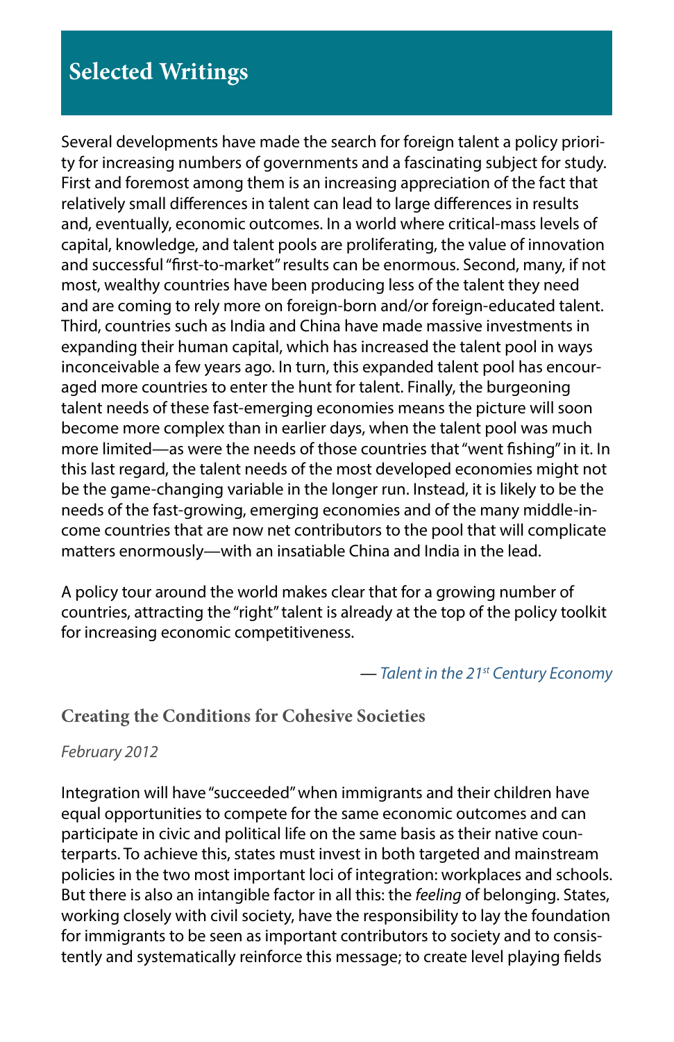## Selected Writings

Several developments have made the search for foreign talent a policy priority for increasing numbers of governments and a fascinating subject for study. First and foremost among them is an increasing appreciation of the fact that relatively small differences in talent can lead to large differences in results and, eventually, economic outcomes. In a world where critical-mass levels of capital, knowledge, and talent pools are proliferating, the value of innovation and successful "first-to-market" results can be enormous. Second, many, if not most, wealthy countries have been producing less of the talent they need and are coming to rely more on foreign-born and/or foreign-educated talent. Third, countries such as India and China have made massive investments in expanding their human capital, which has increased the talent pool in ways inconceivable a few years ago. In turn, this expanded talent pool has encouraged more countries to enter the hunt for talent. Finally, the burgeoning talent needs of these fast-emerging economies means the picture will soon become more complex than in earlier days, when the talent pool was much more limited—as were the needs of those countries that "went fishing" in it. In this last regard, the talent needs of the most developed economies might not be the game-changing variable in the longer run. Instead, it is likely to be the needs of the fast-growing, emerging economies and of the many middle-income countries that are now net contributors to the pool that will complicate matters enormously—with an insatiable China and India in the lead.

A policy tour around the world makes clear that for a growing number of countries, attracting the "right" talent is already at the top of the policy toolkit for increasing economic competitiveness.

— *Talent in the 21st Century Economy*

### Creating the Conditions for Cohesive Societies

*February 2012*

Integration will have "succeeded" when immigrants and their children have equal opportunities to compete for the same economic outcomes and can participate in civic and political life on the same basis as their native counterparts. To achieve this, states must invest in both targeted and mainstream policies in the two most important loci of integration: workplaces and schools. But there is also an intangible factor in all this: the *feeling* of belonging. States, working closely with civil society, have the responsibility to lay the foundation for immigrants to be seen as important contributors to society and to consistently and systematically reinforce this message; to create level playing fields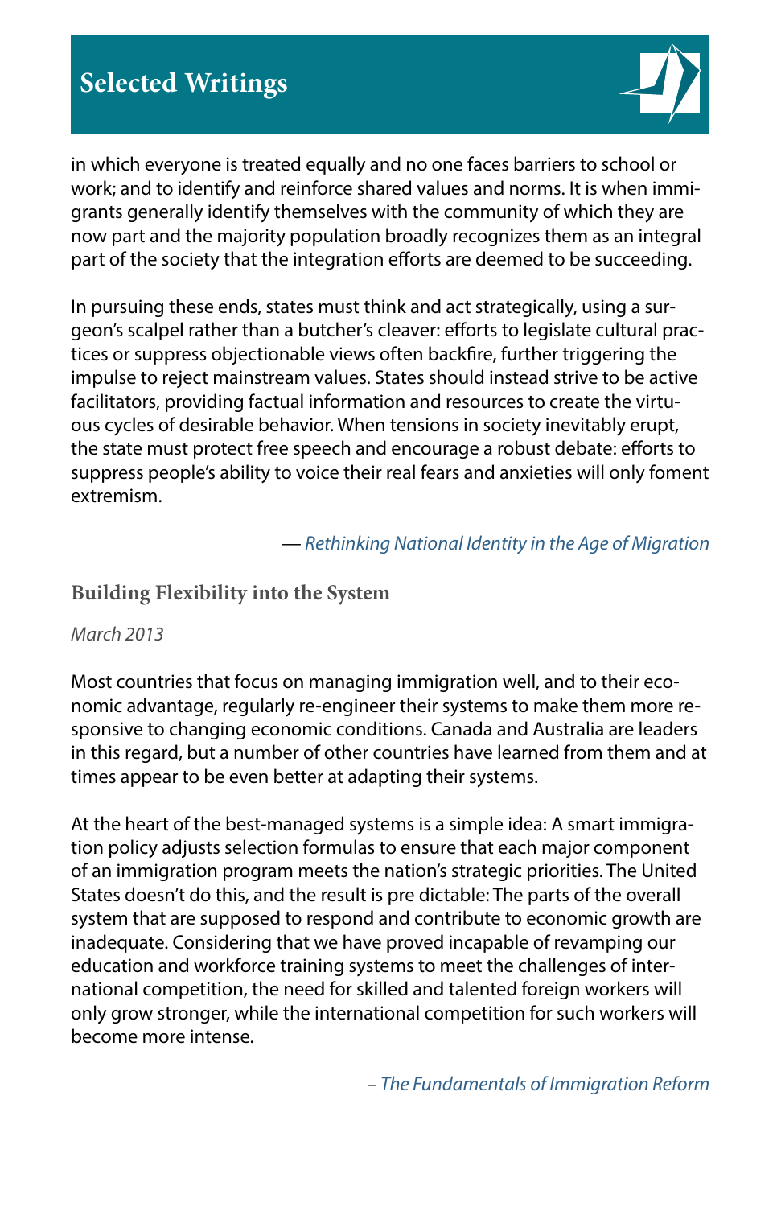in which everyone is treated equally and no one faces barriers to school or work; and to identify and reinforce shared values and norms. It is when immigrants generally identify themselves with the community of which they are now part and the majority population broadly recognizes them as an integral part of the society that the integration efforts are deemed to be succeeding.

In pursuing these ends, states must think and act strategically, using a surgeon's scalpel rather than a butcher's cleaver: efforts to legislate cultural practices or suppress objectionable views often backfire, further triggering the impulse to reject mainstream values. States should instead strive to be active facilitators, providing factual information and resources to create the virtuous cycles of desirable behavior. When tensions in society inevitably erupt, the state must protect free speech and encourage a robust debate: efforts to suppress people's ability to voice their real fears and anxieties will only foment extremism.

— *Rethinking National Identity in the Age of Migration*

## Building Flexibility into the System

*March 2013*

Most countries that focus on managing immigration well, and to their economic advantage, regularly re-engineer their systems to make them more responsive to changing economic conditions. Canada and Australia are leaders in this regard, but a number of other countries have learned from them and at times appear to be even better at adapting their systems.

At the heart of the best-managed systems is a simple idea: A smart immigration policy adjusts selection formulas to ensure that each major component of an immigration program meets the nation's strategic priorities. The United States doesn't do this, and the result is predictable: The parts of the overall system that are supposed to respond and contribute to economic growth are inadequate. Considering that we have proved incapable of revamping our education and workforce training systems to meet the challenges of international competition, the need for skilled and talented foreign workers will only grow stronger, while the international competition for such workers will become more intense.

– *The Fundamentals of Immigration Reform*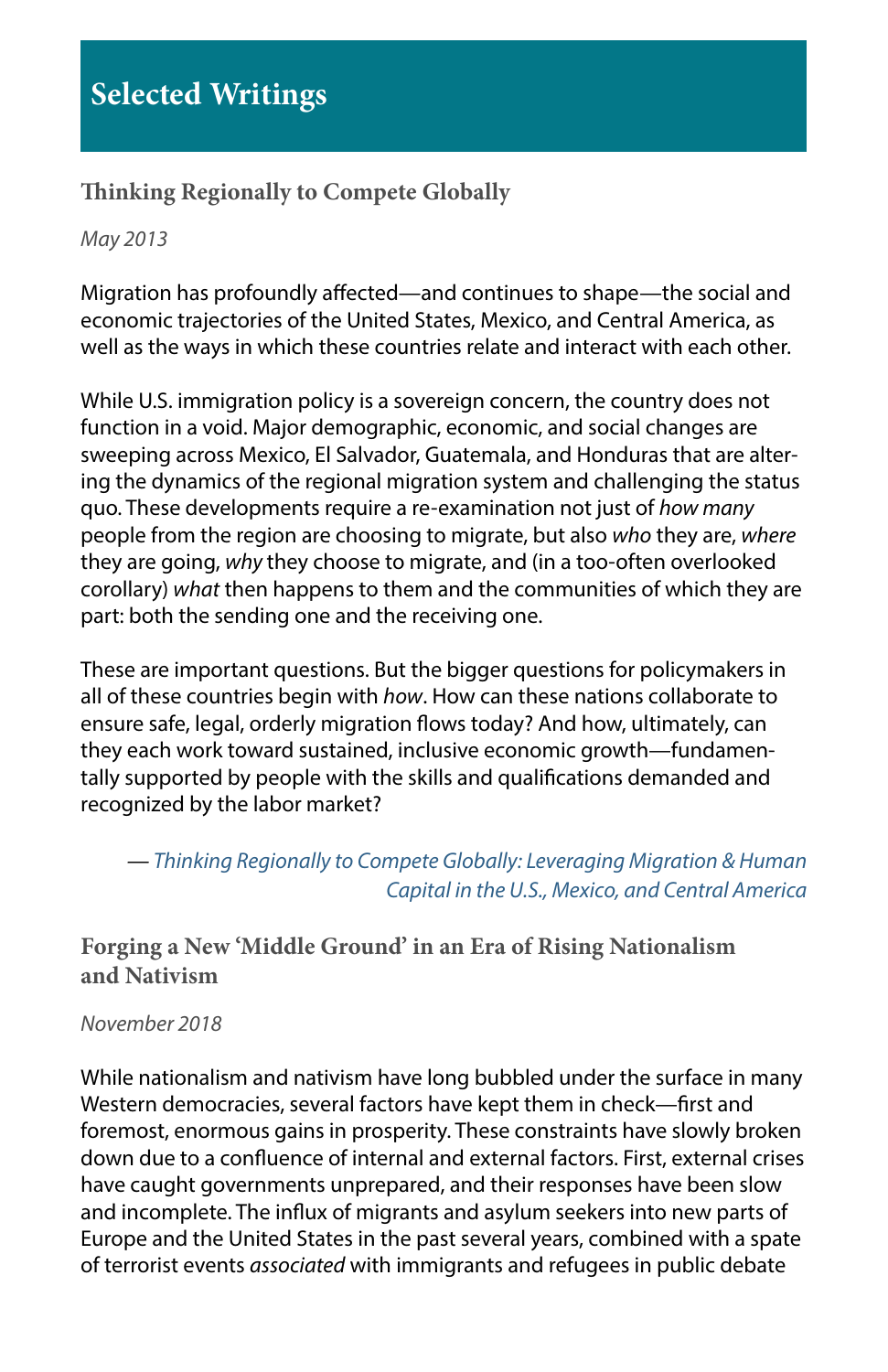# Selected Writings

## Thinking Regionally to Compete Globally

*May 2013*

Migration has profoundly affected—and continues to shape—the social and economic trajectories of the United States, Mexico, and Central America, as well as the ways in which these countries relate and interact with each other.

While U.S. immigration policy is a sovereign concern, the country does not function in a void. Major demographic, economic, and social changes are sweeping across Mexico, El Salvador, Guatemala, and Honduras that are altering the dynamics of the regional migration system and challenging the status quo. These developments require a re-examination not just of *how many* people from the region are choosing to migrate, but also *who* they are, *where* they are going, *why* they choose to migrate, and (in a too-often overlooked corollary) *what* then happens to them and the communities of which they are part: both the sending one and the receiving one.

These are important questions. But the bigger questions for policymakers in all of these countries begin with *how*. How can these nations collaborate to ensure safe, legal, orderly migration flows today? And how, ultimately, can they each work toward sustained, inclusive economic growth—fundamentally supported by people with the skills and qualifications demanded and recognized by the labor market?

— *Thinking Regionally to Compete Globally: Leveraging Migration & Human Capital in the U.S., Mexico, and Central America*

## Forging a New 'Middle Ground' in an Era of Rising Nationalism and Nativism

*November 2018*

While nationalism and nativism have long bubbled under the surface in many Western democracies, several factors have kept them in check—first and foremost, enormous gains in prosperity. These constraints have slowly broken down due to a confluence of internal and external factors. First, external crises have caught governments unprepared, and their responses have been slow and incomplete. The influx of migrants and asylum seekers into new parts of Europe and the United States in the past several years, combined with a spate of terrorist events *associated* with immigrants and refugees in public debate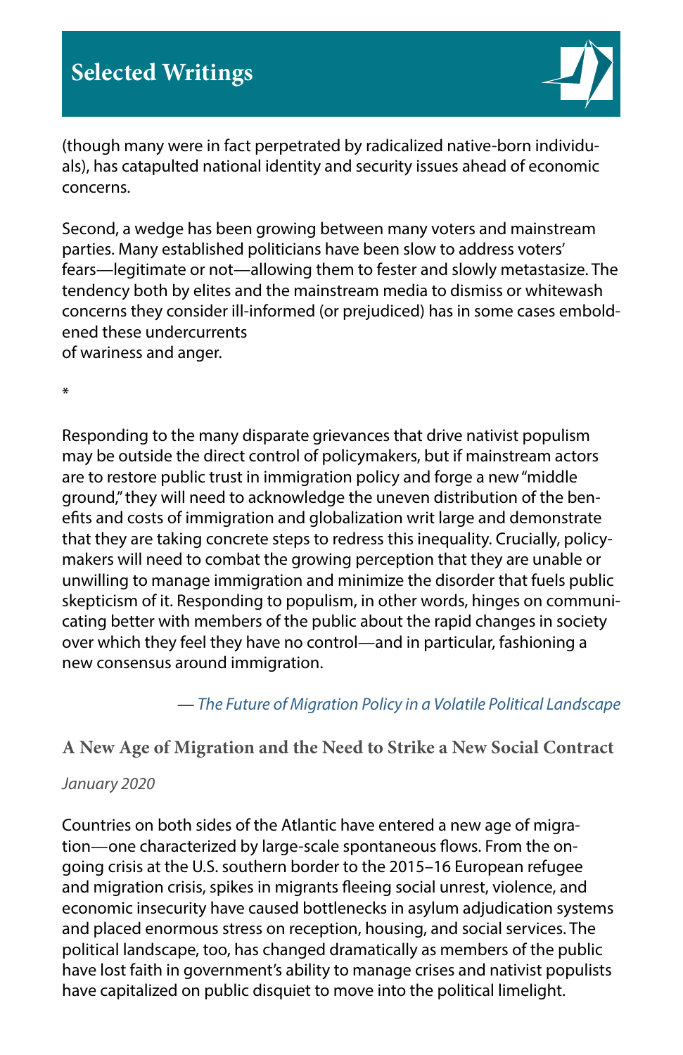(though many were in fact perpetrated by radicalized native-born individuals), has catapulted national identity and security issues ahead of economic concerns.

Second, a wedge has been growing between many voters and mainstream parties. Many established politicians have been slow to address voters' fears—legitimate or not—allowing them to fester and slowly metastasize. The tendency both by elites and the mainstream media to dismiss or whitewash concerns they consider ill-informed (or prejudiced) has in some cases emboldened these undercurrents of wariness and anger.

*

Responding to the many disparate grievances that drive nativist populism may be outside the direct control of policymakers, but if mainstream actors are to restore public trust in immigration policy and forge a new "middle ground," they will need to acknowledge the uneven distribution of the benefits and costs of immigration and globalization writ large and demonstrate that they are taking concrete steps to redress this inequality. Crucially, policymakers will need to combat the growing perception that they are unable or unwilling to manage immigration and minimize the disorder that fuels public skepticism of it. Responding to populism, in other words, hinges on communicating better with members of the public about the rapid changes in society over which they feel they have no control—and in particular, fashioning a new consensus around immigration.

— *The Future of Migration Policy in a Volatile Political Landscape*

### A New Age of Migration and the Need to Strike a New Social Contract

*January 2020*

Countries on both sides of the Atlantic have entered a new age of migration—one characterized by large-scale spontaneous flows. From the ongoing crisis at the U.S. southern border to the 2015–16 European refugee and migration crisis, spikes in migrants fleeing social unrest, violence, and economic insecurity have caused bottlenecks in asylum adjudication systems and placed enormous stress on reception, housing, and social services. The political landscape, too, has changed dramatically as members of the public have lost faith in government's ability to manage crises and nativist populists have capitalized on public disquiet to move into the political limelight.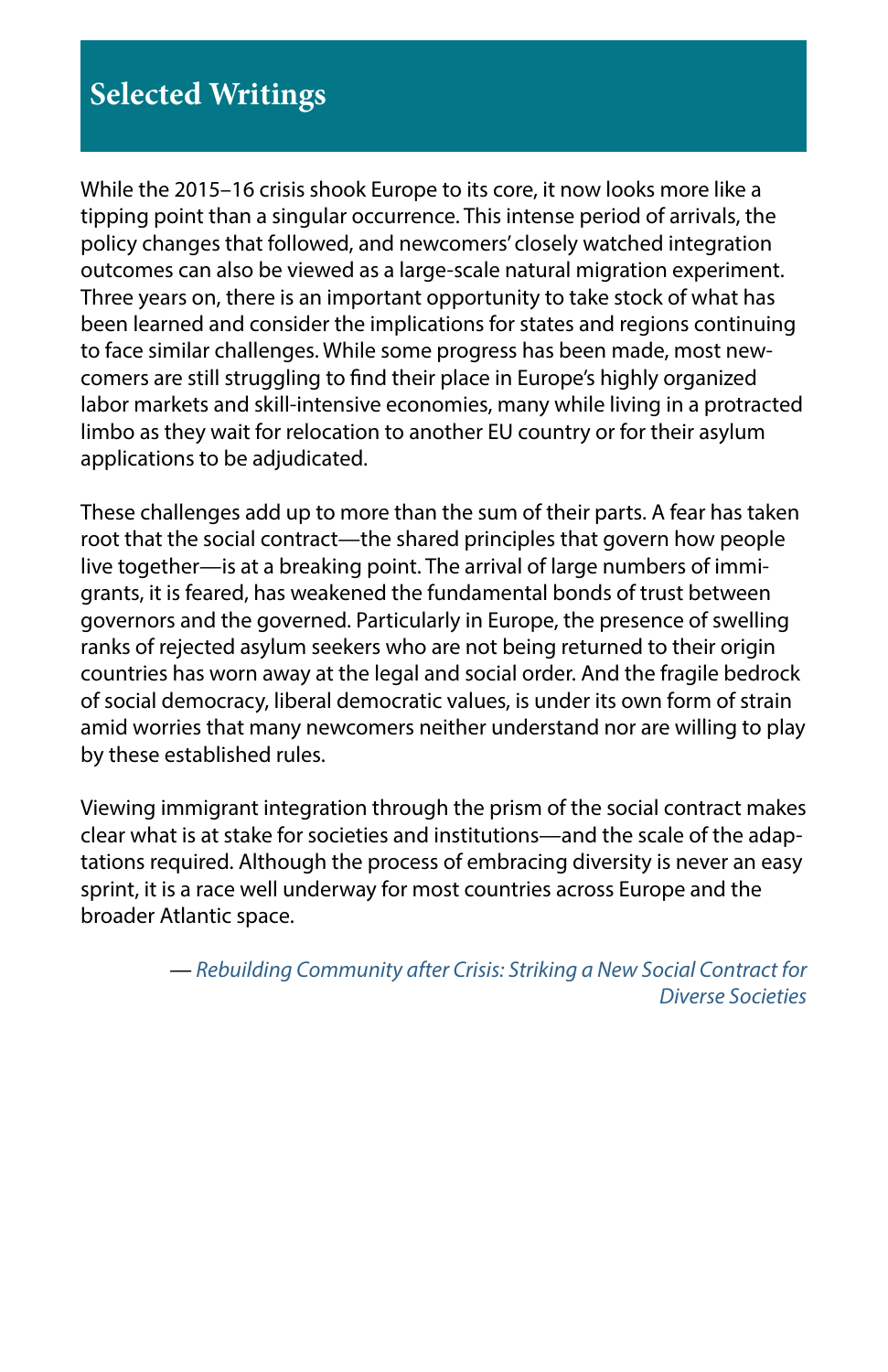## Selected Writings

While the 2015–16 crisis shook Europe to its core, it now looks more like a tipping point than a singular occurrence. This intense period of arrivals, the policy changes that followed, and newcomers' closely watched integration outcomes can also be viewed as a large-scale natural migration experiment. Three years on, there is an important opportunity to take stock of what has been learned and consider the implications for states and regions continuing to face similar challenges. While some progress has been made, most newcomers are still struggling to find their place in Europe's highly organized labor markets and skill-intensive economies, many while living in a protracted limbo as they wait for relocation to another EU country or for their asylum applications to be adjudicated.

These challenges add up to more than the sum of their parts. A fear has taken root that the social contract—the shared principles that govern how people live together—is at a breaking point. The arrival of large numbers of immigrants, it is feared, has weakened the fundamental bonds of trust between governors and the governed. Particularly in Europe, the presence of swelling ranks of rejected asylum seekers who are not being returned to their origin countries has worn away at the legal and social order. And the fragile bedrock of social democracy, liberal democratic values, is under its own form of strain amid worries that many newcomers neither understand nor are willing to play by these established rules.

Viewing immigrant integration through the prism of the social contract makes clear what is at stake for societies and institutions—and the scale of the adaptations required. Although the process of embracing diversity is never an easy sprint, it is a race well underway for most countries across Europe and the broader Atlantic space.

— *Rebuilding Community after Crisis: Striking a New Social Contract for Diverse Societies*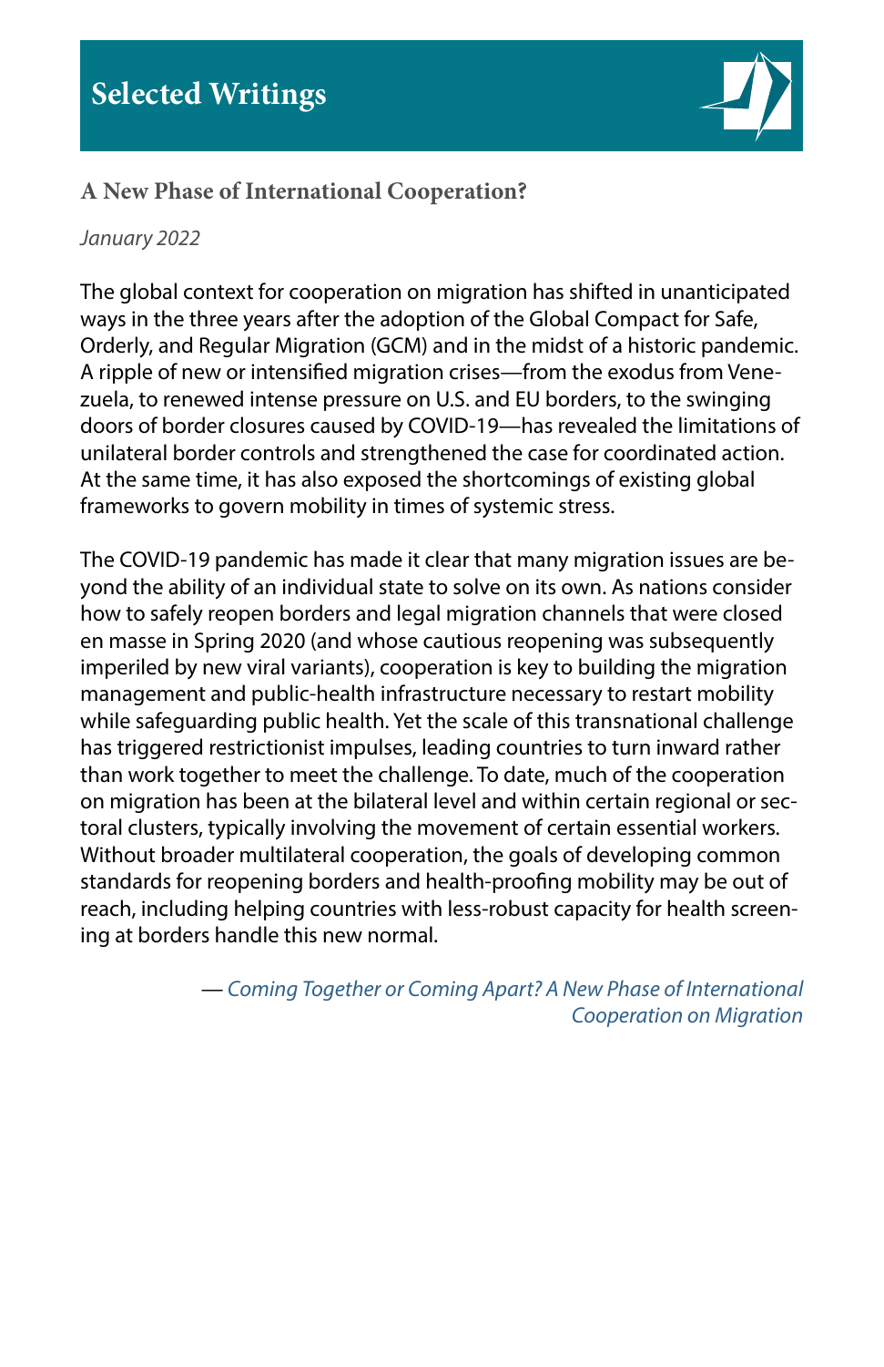# Selected Writings

## A New Phase of International Cooperation?

*January 2022*

The global context for cooperation on migration has shifted in unanticipated ways in the three years after the adoption of the Global Compact for Safe, Orderly, and Regular Migration (GCM) and in the midst of a historic pandemic. A ripple of new or intensified migration crises—from the exodus from Venezuela, to renewed intense pressure on U.S. and EU borders, to the swinging doors of border closures caused by COVID-19—has revealed the limitations of unilateral border controls and strengthened the case for coordinated action. At the same time, it has also exposed the shortcomings of existing global frameworks to govern mobility in times of systemic stress.

The COVID-19 pandemic has made it clear that many migration issues are beyond the ability of an individual state to solve on its own. As nations consider how to safely reopen borders and legal migration channels that were closed en masse in Spring 2020 (and whose cautious reopening was subsequently imperiled by new viral variants), cooperation is key to building the migration management and public-health infrastructure necessary to restart mobility while safeguarding public health. Yet the scale of this transnational challenge has triggered restrictionist impulses, leading countries to turn inward rather than work together to meet the challenge. To date, much of the cooperation on migration has been at the bilateral level and within certain regional or sectoral clusters, typically involving the movement of certain essential workers. Without broader multilateral cooperation, the goals of developing common standards for reopening borders and health-proofing mobility may be out of reach, including helping countries with less-robust capacity for health screening at borders handle this new normal.

— *Coming Together or Coming Apart? A New Phase of International Cooperation on Migration*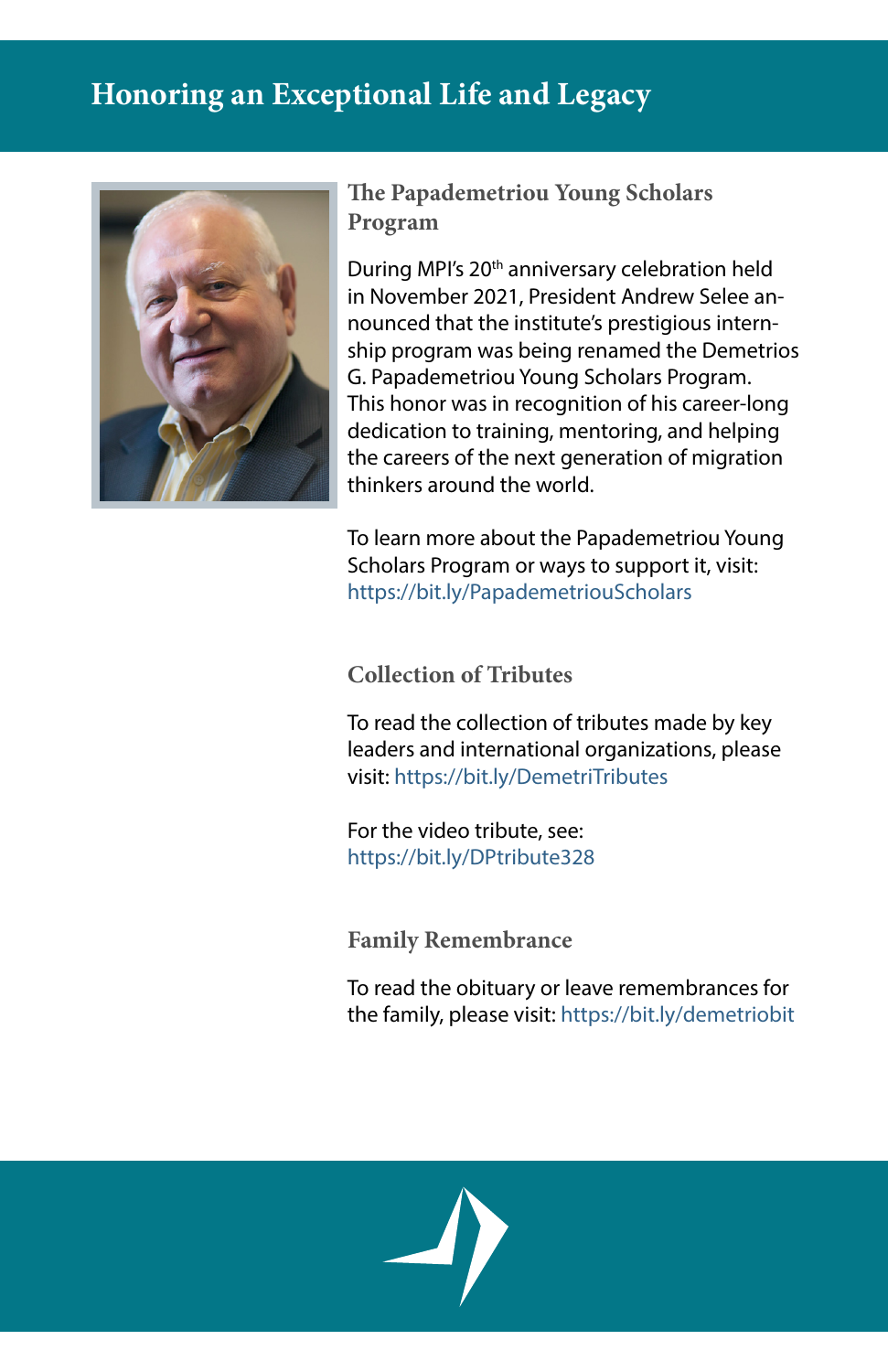# Honoring an Exceptional Life and Legacy

## The Papademetriou Young Scholars Program

During MPI's 20th anniversary celebration held in November 2021, President Andrew Selee announced that the institute's prestigious internship program was being renamed the Demetrios G. Papademetriou Young Scholars Program. This honor was in recognition of his career-long dedication to training, mentoring, and helping the careers of the next generation of migration thinkers around the world.

To learn more about the Papademetriou Young Scholars Program or ways to support it, visit: https://bit.ly/PapademetriouScholars

## Collection of Tributes

To read the collection of tributes made by key leaders and international organizations, please visit: https://bit.ly/DemetriTributes

For the video tribute, see: https://bit.ly/DPtribute328

## Family Remembrance

To read the obituary or leave remembrances for the family, please visit: https://bit.ly/demetriobit